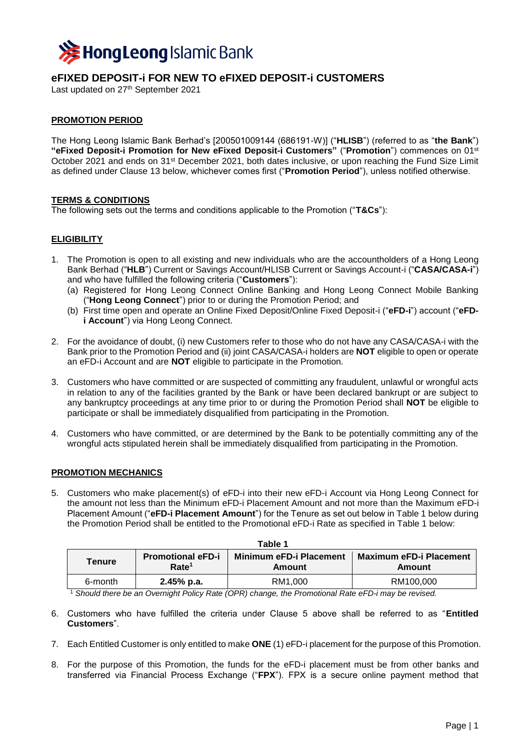# eFIXED DEPOSIT-i FOR NEW TO eFIXED DEPOSIT-i CUSTOMERS

Last updated on 27th September 2021

## PROMOTION PERIOD

The Hong Leong Islamic Bank Berhad's [200501009144 (686191-W)] ("**HLISB**") (referred to as "**the Bank**") **"eFixed Deposit-i Promotion for New eFixed Deposit-i Customers"** ("**Promotion**") commences on 01st October 2021 and ends on 31st December 2021, both dates inclusive, or upon reaching the Fund Size Limit as defined under Clause 13 below, whichever comes first ("**Promotion Period**"), unless notified otherwise.

## TERMS & CONDITIONS

The following sets out the terms and conditions applicable to the Promotion ("**T&Cs**"):

## ELIGIBILITY

1. The Promotion is open to all existing and new individuals who are the accountholders of a Hong Leong Bank Berhad ("**HLB**") Current or Savings Account/HLISB Current or Savings Account-i ("**CASA/CASA-i**") and who have fulfilled the following criteria ("**Customers**"):
   (a) Registered for Hong Leong Connect Online Banking and Hong Leong Connect Mobile Banking ("**Hong Leong Connect**") prior to or during the Promotion Period; and
   (b) First time open and operate an Online Fixed Deposit/Online Fixed Deposit-i ("**eFD-i**") account ("**eFD-i Account**") via Hong Leong Connect.

2. For the avoidance of doubt, (i) new Customers refer to those who do not have any CASA/CASA-i with the Bank prior to the Promotion Period and (ii) joint CASA/CASA-i holders are **NOT** eligible to open or operate an eFD-i Account and are **NOT** eligible to participate in the Promotion.

3. Customers who have committed or are suspected of committing any fraudulent, unlawful or wrongful acts in relation to any of the facilities granted by the Bank or have been declared bankrupt or are subject to any bankruptcy proceedings at any time prior to or during the Promotion Period shall **NOT** be eligible to participate or shall be immediately disqualified from participating in the Promotion.

4. Customers who have committed, or are determined by the Bank to be potentially committing any of the wrongful acts stipulated herein shall be immediately disqualified from participating in the Promotion.

## PROMOTION MECHANICS

5. Customers who make placement(s) of eFD-i into their new eFD-i Account via Hong Leong Connect for the amount not less than the Minimum eFD-i Placement Amount and not more than the Maximum eFD-i Placement Amount ("**eFD-i Placement Amount**") for the Tenure as set out below in Table 1 below during the Promotion Period shall be entitled to the Promotional eFD-i Rate as specified in Table 1 below:

**Table 1**

| Tenure | Promotional eFD-i Rate[1] | Minimum eFD-i Placement Amount | Maximum eFD-i Placement Amount |
|---|---|---|---|
| 6-month | **2.45% p.a.** | RM1,000 | RM100,000 |

[1] *Should there be an Overnight Policy Rate (OPR) change, the Promotional Rate eFD-i may be revised.*

6. Customers who have fulfilled the criteria under Clause 5 above shall be referred to as "**Entitled Customers**".

7. Each Entitled Customer is only entitled to make **ONE** (1) eFD-i placement for the purpose of this Promotion.

8. For the purpose of this Promotion, the funds for the eFD-i placement must be from other banks and transferred via Financial Process Exchange ("**FPX**"). FPX is a secure online payment method that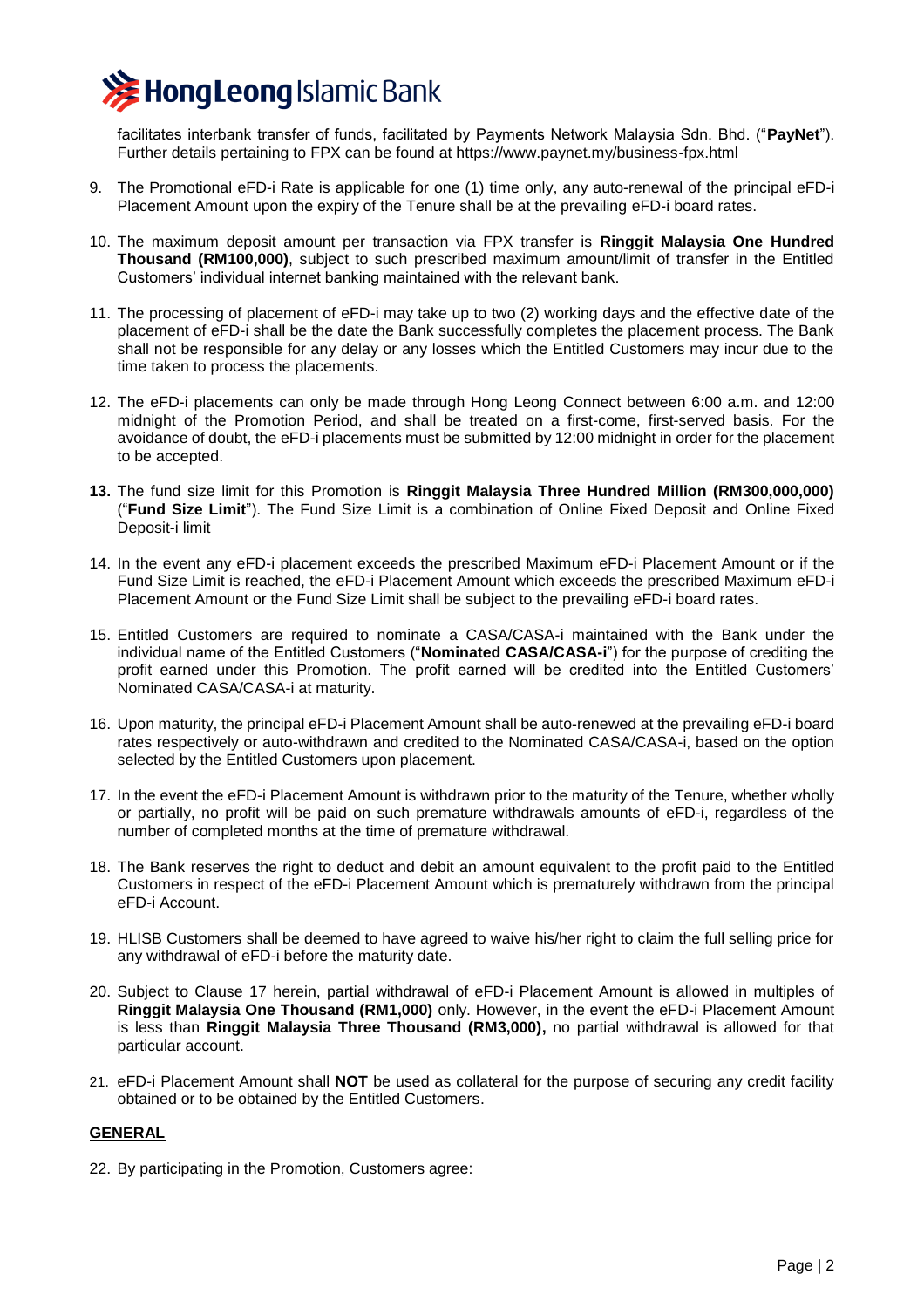facilitates interbank transfer of funds, facilitated by Payments Network Malaysia Sdn. Bhd. ("**PayNet**"). Further details pertaining to FPX can be found at https://www.paynet.my/business-fpx.html

9. The Promotional eFD-i Rate is applicable for one (1) time only, any auto-renewal of the principal eFD-i Placement Amount upon the expiry of the Tenure shall be at the prevailing eFD-i board rates.

10. The maximum deposit amount per transaction via FPX transfer is **Ringgit Malaysia One Hundred Thousand (RM100,000)**, subject to such prescribed maximum amount/limit of transfer in the Entitled Customers' individual internet banking maintained with the relevant bank.

11. The processing of placement of eFD-i may take up to two (2) working days and the effective date of the placement of eFD-i shall be the date the Bank successfully completes the placement process. The Bank shall not be responsible for any delay or any losses which the Entitled Customers may incur due to the time taken to process the placements.

12. The eFD-i placements can only be made through Hong Leong Connect between 6:00 a.m. and 12:00 midnight of the Promotion Period, and shall be treated on a first-come, first-served basis. For the avoidance of doubt, the eFD-i placements must be submitted by 12:00 midnight in order for the placement to be accepted.

13. The fund size limit for this Promotion is **Ringgit Malaysia Three Hundred Million (RM300,000,000)** ("**Fund Size Limit**"). The Fund Size Limit is a combination of Online Fixed Deposit and Online Fixed Deposit-i limit

14. In the event any eFD-i placement exceeds the prescribed Maximum eFD-i Placement Amount or if the Fund Size Limit is reached, the eFD-i Placement Amount which exceeds the prescribed Maximum eFD-i Placement Amount or the Fund Size Limit shall be subject to the prevailing eFD-i board rates.

15. Entitled Customers are required to nominate a CASA/CASA-i maintained with the Bank under the individual name of the Entitled Customers ("**Nominated CASA/CASA-i**") for the purpose of crediting the profit earned under this Promotion. The profit earned will be credited into the Entitled Customers' Nominated CASA/CASA-i at maturity.

16. Upon maturity, the principal eFD-i Placement Amount shall be auto-renewed at the prevailing eFD-i board rates respectively or auto-withdrawn and credited to the Nominated CASA/CASA-i, based on the option selected by the Entitled Customers upon placement.

17. In the event the eFD-i Placement Amount is withdrawn prior to the maturity of the Tenure, whether wholly or partially, no profit will be paid on such premature withdrawals amounts of eFD-i, regardless of the number of completed months at the time of premature withdrawal.

18. The Bank reserves the right to deduct and debit an amount equivalent to the profit paid to the Entitled Customers in respect of the eFD-i Placement Amount which is prematurely withdrawn from the principal eFD-i Account.

19. HLISB Customers shall be deemed to have agreed to waive his/her right to claim the full selling price for any withdrawal of eFD-i before the maturity date.

20. Subject to Clause 17 herein, partial withdrawal of eFD-i Placement Amount is allowed in multiples of **Ringgit Malaysia One Thousand (RM1,000)** only. However, in the event the eFD-i Placement Amount is less than **Ringgit Malaysia Three Thousand (RM3,000),** no partial withdrawal is allowed for that particular account.

21. eFD-i Placement Amount shall **NOT** be used as collateral for the purpose of securing any credit facility obtained or to be obtained by the Entitled Customers.

## GENERAL

22. By participating in the Promotion, Customers agree: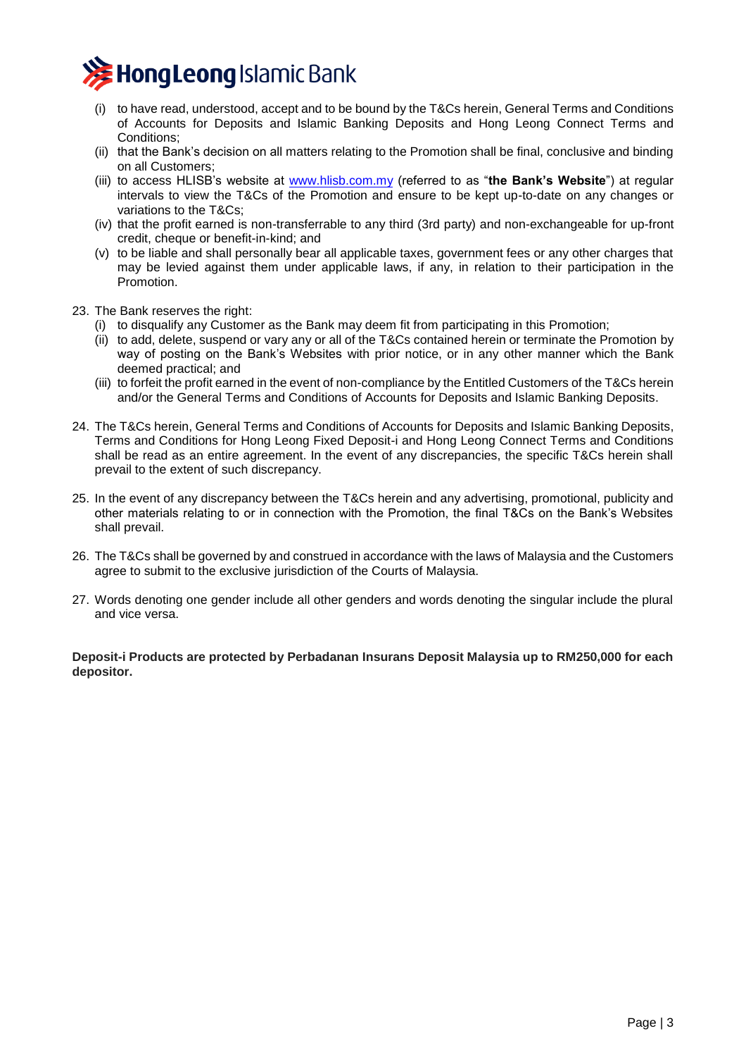(i) to have read, understood, accept and to be bound by the T&Cs herein, General Terms and Conditions of Accounts for Deposits and Islamic Banking Deposits and Hong Leong Connect Terms and Conditions;
(ii) that the Bank's decision on all matters relating to the Promotion shall be final, conclusive and binding on all Customers;
(iii) to access HLISB's website at [www.hlisb.com.my](http://www.hlisb.com.my) (referred to as "**the Bank's Website**") at regular intervals to view the T&Cs of the Promotion and ensure to be kept up-to-date on any changes or variations to the T&Cs;
(iv) that the profit earned is non-transferrable to any third (3rd party) and non-exchangeable for up-front credit, cheque or benefit-in-kind; and
(v) to be liable and shall personally bear all applicable taxes, government fees or any other charges that may be levied against them under applicable laws, if any, in relation to their participation in the Promotion.

23. The Bank reserves the right:
    (i) to disqualify any Customer as the Bank may deem fit from participating in this Promotion;
    (ii) to add, delete, suspend or vary any or all of the T&Cs contained herein or terminate the Promotion by way of posting on the Bank's Websites with prior notice, or in any other manner which the Bank deemed practical; and
    (iii) to forfeit the profit earned in the event of non-compliance by the Entitled Customers of the T&Cs herein and/or the General Terms and Conditions of Accounts for Deposits and Islamic Banking Deposits.

24. The T&Cs herein, General Terms and Conditions of Accounts for Deposits and Islamic Banking Deposits, Terms and Conditions for Hong Leong Fixed Deposit-i and Hong Leong Connect Terms and Conditions shall be read as an entire agreement. In the event of any discrepancies, the specific T&Cs herein shall prevail to the extent of such discrepancy.

25. In the event of any discrepancy between the T&Cs herein and any advertising, promotional, publicity and other materials relating to or in connection with the Promotion, the final T&Cs on the Bank's Websites shall prevail.

26. The T&Cs shall be governed by and construed in accordance with the laws of Malaysia and the Customers agree to submit to the exclusive jurisdiction of the Courts of Malaysia.

27. Words denoting one gender include all other genders and words denoting the singular include the plural and vice versa.

**Deposit-i Products are protected by Perbadanan Insurans Deposit Malaysia up to RM250,000 for each depositor.**